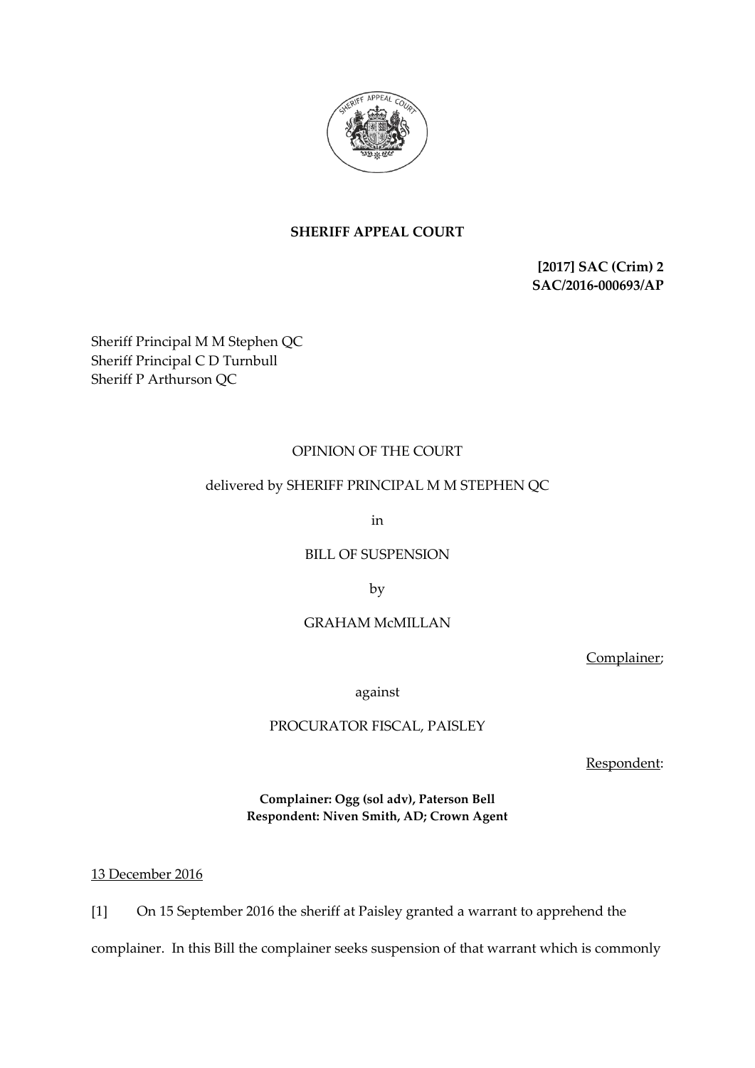**SHERIFF APPEAL COURT**

**[2017] SAC (Crim) 2**
**SAC/2016-000693/AP**

Sheriff Principal M M Stephen QC
Sheriff Principal C D Turnbull
Sheriff P Arthurson QC

OPINION OF THE COURT

delivered by SHERIFF PRINCIPAL M M STEPHEN QC

in

BILL OF SUSPENSION

by

GRAHAM McMILLAN

Complainer;

against

PROCURATOR FISCAL, PAISLEY

Respondent:

**Complainer: Ogg (sol adv), Paterson Bell**
**Respondent: Niven Smith, AD; Crown Agent**

13 December 2016

[1] On 15 September 2016 the sheriff at Paisley granted a warrant to apprehend the complainer. In this Bill the complainer seeks suspension of that warrant which is commonly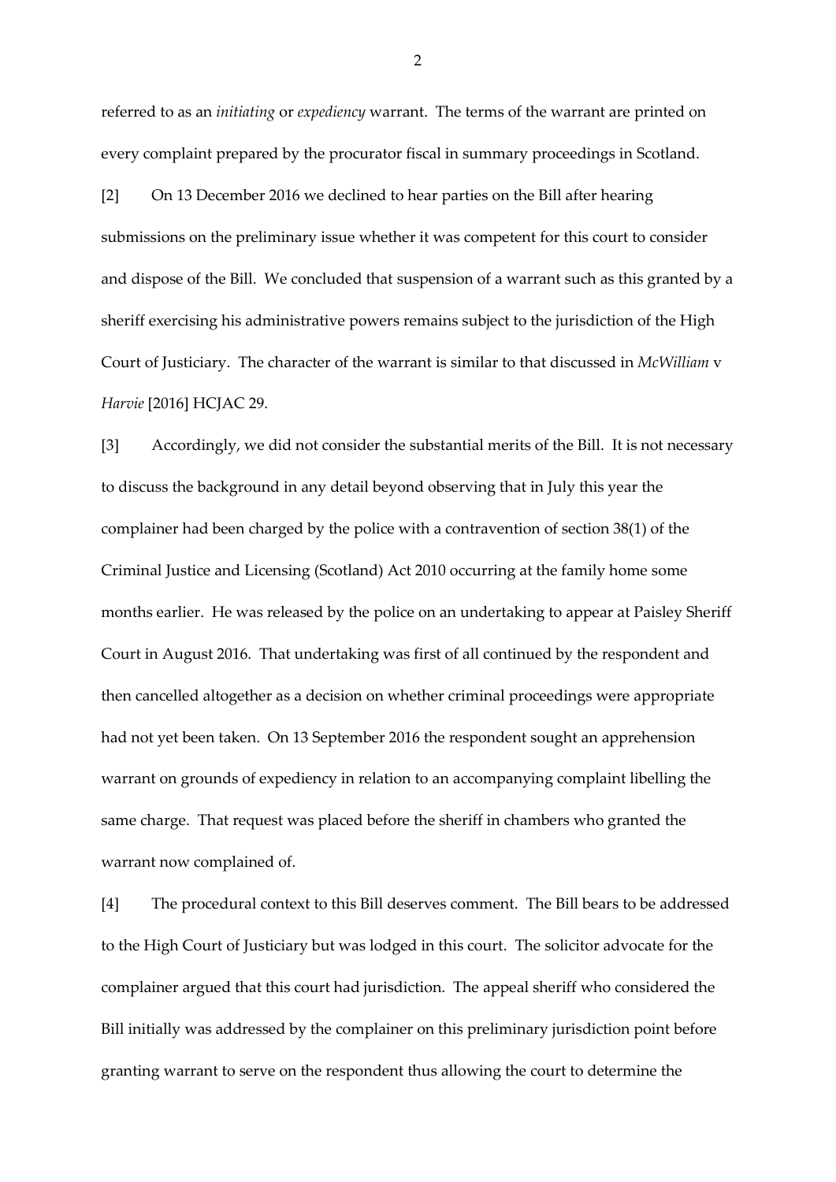referred to as an *initiating* or *expediency* warrant. The terms of the warrant are printed on every complaint prepared by the procurator fiscal in summary proceedings in Scotland.

[2] On 13 December 2016 we declined to hear parties on the Bill after hearing submissions on the preliminary issue whether it was competent for this court to consider and dispose of the Bill. We concluded that suspension of a warrant such as this granted by a sheriff exercising his administrative powers remains subject to the jurisdiction of the High Court of Justiciary. The character of the warrant is similar to that discussed in *McWilliam* v *Harvie* [2016] HCJAC 29.

[3] Accordingly, we did not consider the substantial merits of the Bill. It is not necessary to discuss the background in any detail beyond observing that in July this year the complainer had been charged by the police with a contravention of section 38(1) of the Criminal Justice and Licensing (Scotland) Act 2010 occurring at the family home some months earlier. He was released by the police on an undertaking to appear at Paisley Sheriff Court in August 2016. That undertaking was first of all continued by the respondent and then cancelled altogether as a decision on whether criminal proceedings were appropriate had not yet been taken. On 13 September 2016 the respondent sought an apprehension warrant on grounds of expediency in relation to an accompanying complaint libelling the same charge. That request was placed before the sheriff in chambers who granted the warrant now complained of.

[4] The procedural context to this Bill deserves comment. The Bill bears to be addressed to the High Court of Justiciary but was lodged in this court. The solicitor advocate for the complainer argued that this court had jurisdiction. The appeal sheriff who considered the Bill initially was addressed by the complainer on this preliminary jurisdiction point before granting warrant to serve on the respondent thus allowing the court to determine the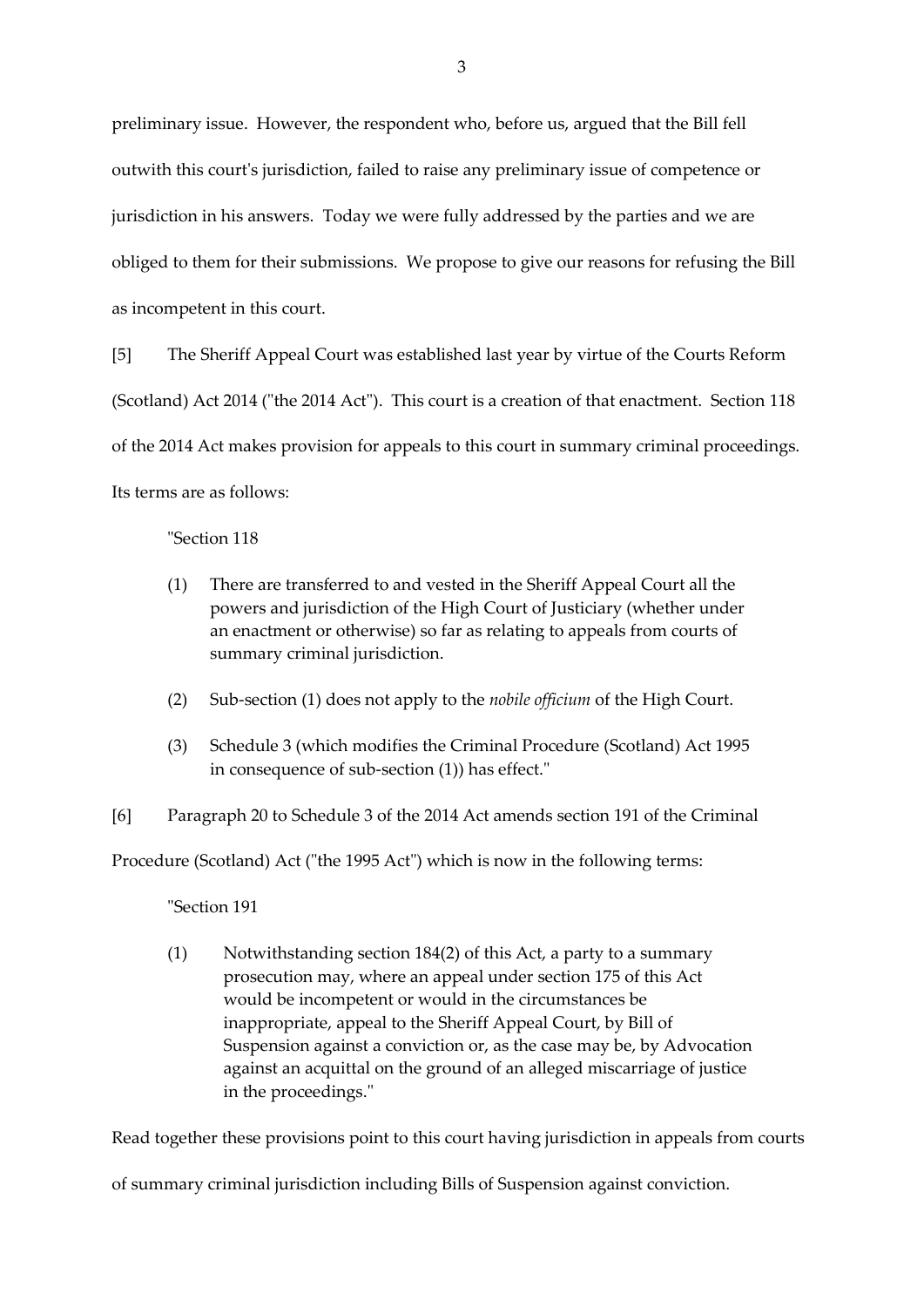preliminary issue. However, the respondent who, before us, argued that the Bill fell outwith this court's jurisdiction, failed to raise any preliminary issue of competence or jurisdiction in his answers. Today we were fully addressed by the parties and we are obliged to them for their submissions. We propose to give our reasons for refusing the Bill as incompetent in this court.

[5] The Sheriff Appeal Court was established last year by virtue of the Courts Reform (Scotland) Act 2014 ("the 2014 Act"). This court is a creation of that enactment. Section 118 of the 2014 Act makes provision for appeals to this court in summary criminal proceedings. Its terms are as follows:

> "Section 118
>
> (1) There are transferred to and vested in the Sheriff Appeal Court all the powers and jurisdiction of the High Court of Justiciary (whether under an enactment or otherwise) so far as relating to appeals from courts of summary criminal jurisdiction.
>
> (2) Sub-section (1) does not apply to the *nobile officium* of the High Court.
>
> (3) Schedule 3 (which modifies the Criminal Procedure (Scotland) Act 1995 in consequence of sub-section (1)) has effect."

[6] Paragraph 20 to Schedule 3 of the 2014 Act amends section 191 of the Criminal Procedure (Scotland) Act ("the 1995 Act") which is now in the following terms:

> "Section 191
>
> (1) Notwithstanding section 184(2) of this Act, a party to a summary prosecution may, where an appeal under section 175 of this Act would be incompetent or would in the circumstances be inappropriate, appeal to the Sheriff Appeal Court, by Bill of Suspension against a conviction or, as the case may be, by Advocation against an acquittal on the ground of an alleged miscarriage of justice in the proceedings."

Read together these provisions point to this court having jurisdiction in appeals from courts of summary criminal jurisdiction including Bills of Suspension against conviction.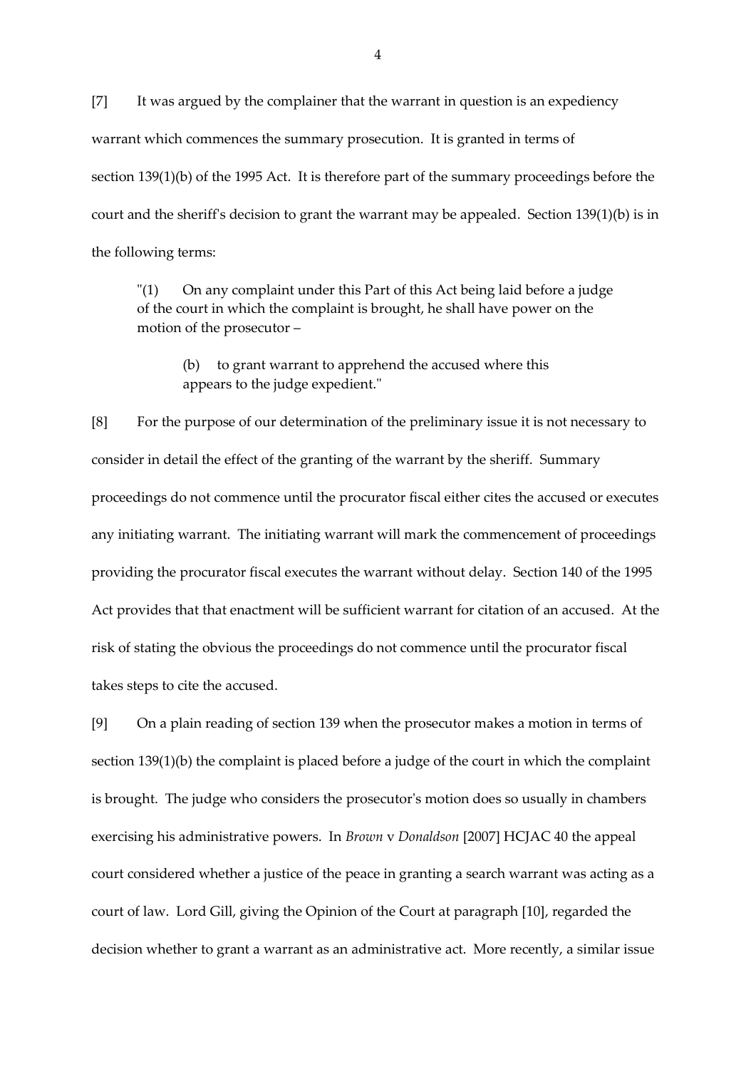[7] It was argued by the complainer that the warrant in question is an expediency warrant which commences the summary prosecution. It is granted in terms of section 139(1)(b) of the 1995 Act. It is therefore part of the summary proceedings before the court and the sheriff's decision to grant the warrant may be appealed. Section 139(1)(b) is in the following terms:

> "(1) On any complaint under this Part of this Act being laid before a judge of the court in which the complaint is brought, he shall have power on the motion of the prosecutor –
>
> > (b) to grant warrant to apprehend the accused where this appears to the judge expedient."

[8] For the purpose of our determination of the preliminary issue it is not necessary to consider in detail the effect of the granting of the warrant by the sheriff. Summary proceedings do not commence until the procurator fiscal either cites the accused or executes any initiating warrant. The initiating warrant will mark the commencement of proceedings providing the procurator fiscal executes the warrant without delay. Section 140 of the 1995 Act provides that that enactment will be sufficient warrant for citation of an accused. At the risk of stating the obvious the proceedings do not commence until the procurator fiscal takes steps to cite the accused.

[9] On a plain reading of section 139 when the prosecutor makes a motion in terms of section 139(1)(b) the complaint is placed before a judge of the court in which the complaint is brought. The judge who considers the prosecutor's motion does so usually in chambers exercising his administrative powers. In *Brown* v *Donaldson* [2007] HCJAC 40 the appeal court considered whether a justice of the peace in granting a search warrant was acting as a court of law. Lord Gill, giving the Opinion of the Court at paragraph [10], regarded the decision whether to grant a warrant as an administrative act. More recently, a similar issue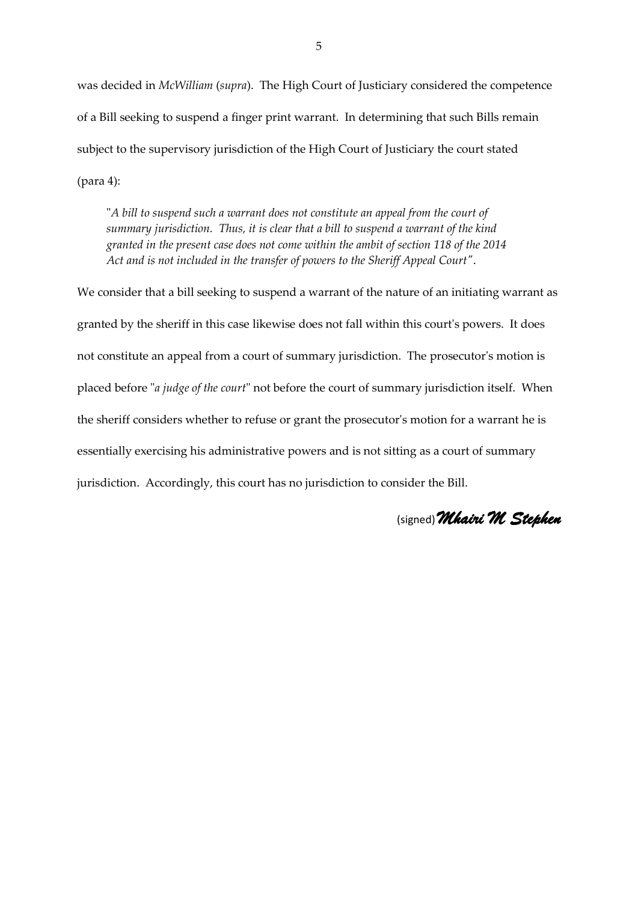was decided in *McWilliam* (*supra*). The High Court of Justiciary considered the competence of a Bill seeking to suspend a finger print warrant. In determining that such Bills remain subject to the supervisory jurisdiction of the High Court of Justiciary the court stated (para 4):

> "*A bill to suspend such a warrant does not constitute an appeal from the court of summary jurisdiction. Thus, it is clear that a bill to suspend a warrant of the kind granted in the present case does not come within the ambit of section 118 of the 2014 Act and is not included in the transfer of powers to the Sheriff Appeal Court*".

We consider that a bill seeking to suspend a warrant of the nature of an initiating warrant as granted by the sheriff in this case likewise does not fall within this court's powers. It does not constitute an appeal from a court of summary jurisdiction. The prosecutor's motion is placed before "*a judge of the court*" not before the court of summary jurisdiction itself. When the sheriff considers whether to refuse or grant the prosecutor's motion for a warrant he is essentially exercising his administrative powers and is not sitting as a court of summary jurisdiction. Accordingly, this court has no jurisdiction to consider the Bill.

(signed) *Mhairi M Stephen*